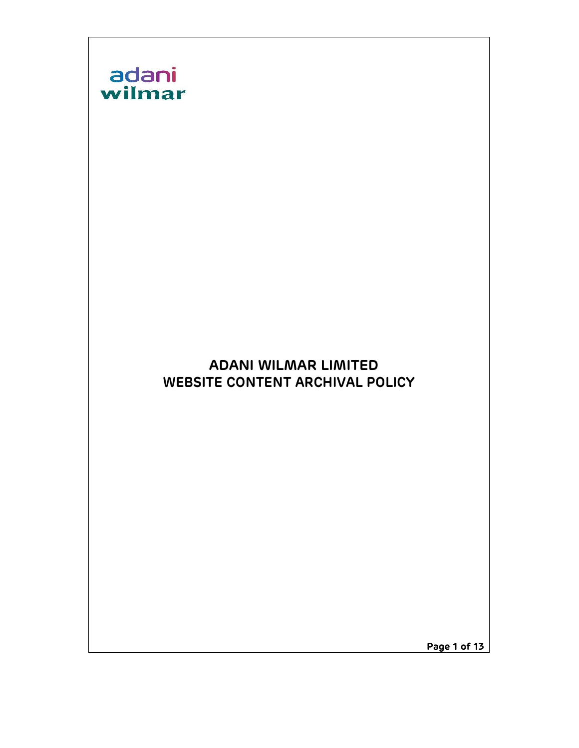adani
wilmar

# ADANI WILMAR LIMITED
# WEBSITE CONTENT ARCHIVAL POLICY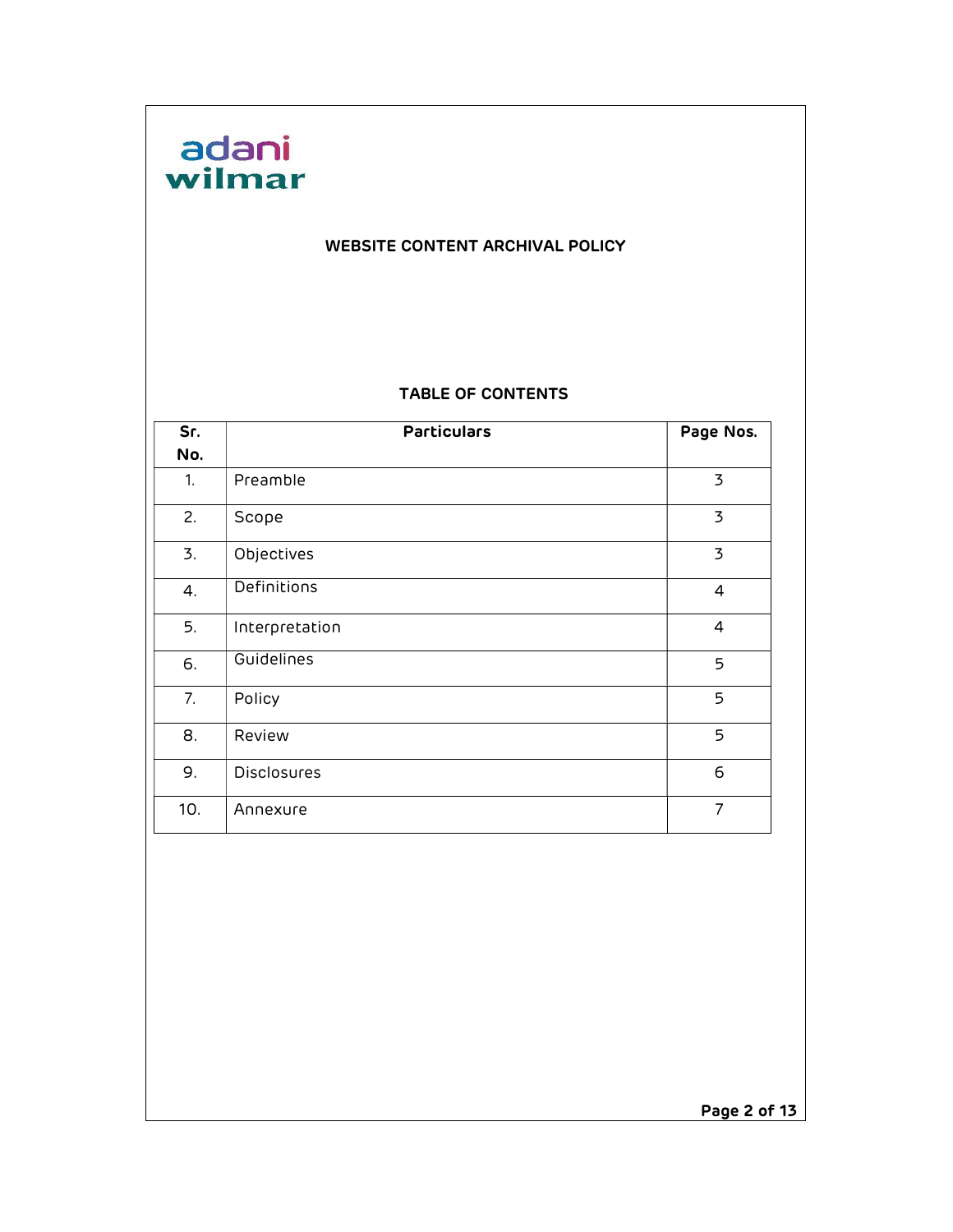adani wilmar

# WEBSITE CONTENT ARCHIVAL POLICY

## TABLE OF CONTENTS

| Sr. No. | Particulars | Page Nos. |
|---|---|---|
| 1. | Preamble | 3 |
| 2. | Scope | 3 |
| 3. | Objectives | 3 |
| 4. | Definitions | 4 |
| 5. | Interpretation | 4 |
| 6. | Guidelines | 5 |
| 7. | Policy | 5 |
| 8. | Review | 5 |
| 9. | Disclosures | 6 |
| 10. | Annexure | 7 |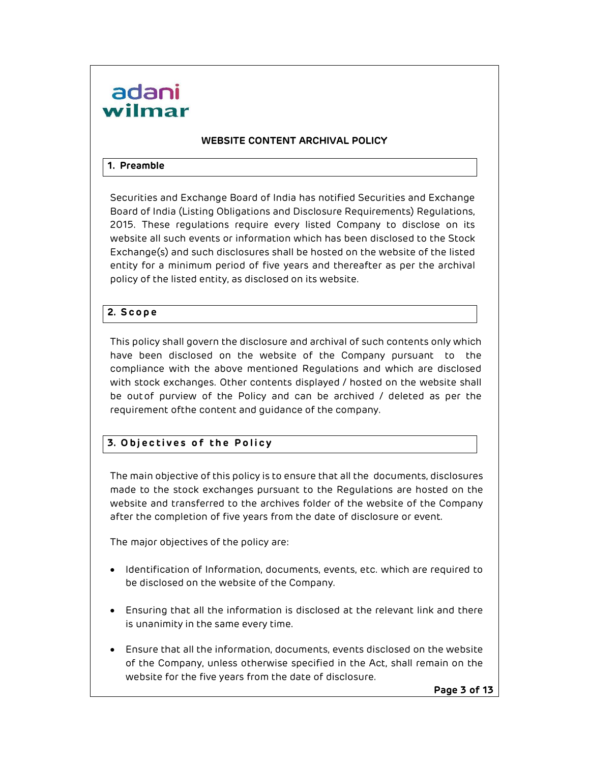adani wilmar

# WEBSITE CONTENT ARCHIVAL POLICY

## 1. Preamble

Securities and Exchange Board of India has notified Securities and Exchange Board of India (Listing Obligations and Disclosure Requirements) Regulations, 2015. These regulations require every listed Company to disclose on its website all such events or information which has been disclosed to the Stock Exchange(s) and such disclosures shall be hosted on the website of the listed entity for a minimum period of five years and thereafter as per the archival policy of the listed entity, as disclosed on its website.

## 2. Scope

This policy shall govern the disclosure and archival of such contents only which have been disclosed on the website of the Company pursuant to the compliance with the above mentioned Regulations and which are disclosed with stock exchanges. Other contents displayed / hosted on the website shall be outof purview of the Policy and can be archived / deleted as per the requirement ofthe content and guidance of the company.

## 3. Objectives of the Policy

The main objective of this policy is to ensure that all the documents, disclosures made to the stock exchanges pursuant to the Regulations are hosted on the website and transferred to the archives folder of the website of the Company after the completion of five years from the date of disclosure or event.

The major objectives of the policy are:

- Identification of Information, documents, events, etc. which are required to be disclosed on the website of the Company.
- Ensuring that all the information is disclosed at the relevant link and there is unanimity in the same every time.
- Ensure that all the information, documents, events disclosed on the website of the Company, unless otherwise specified in the Act, shall remain on the website for the five years from the date of disclosure.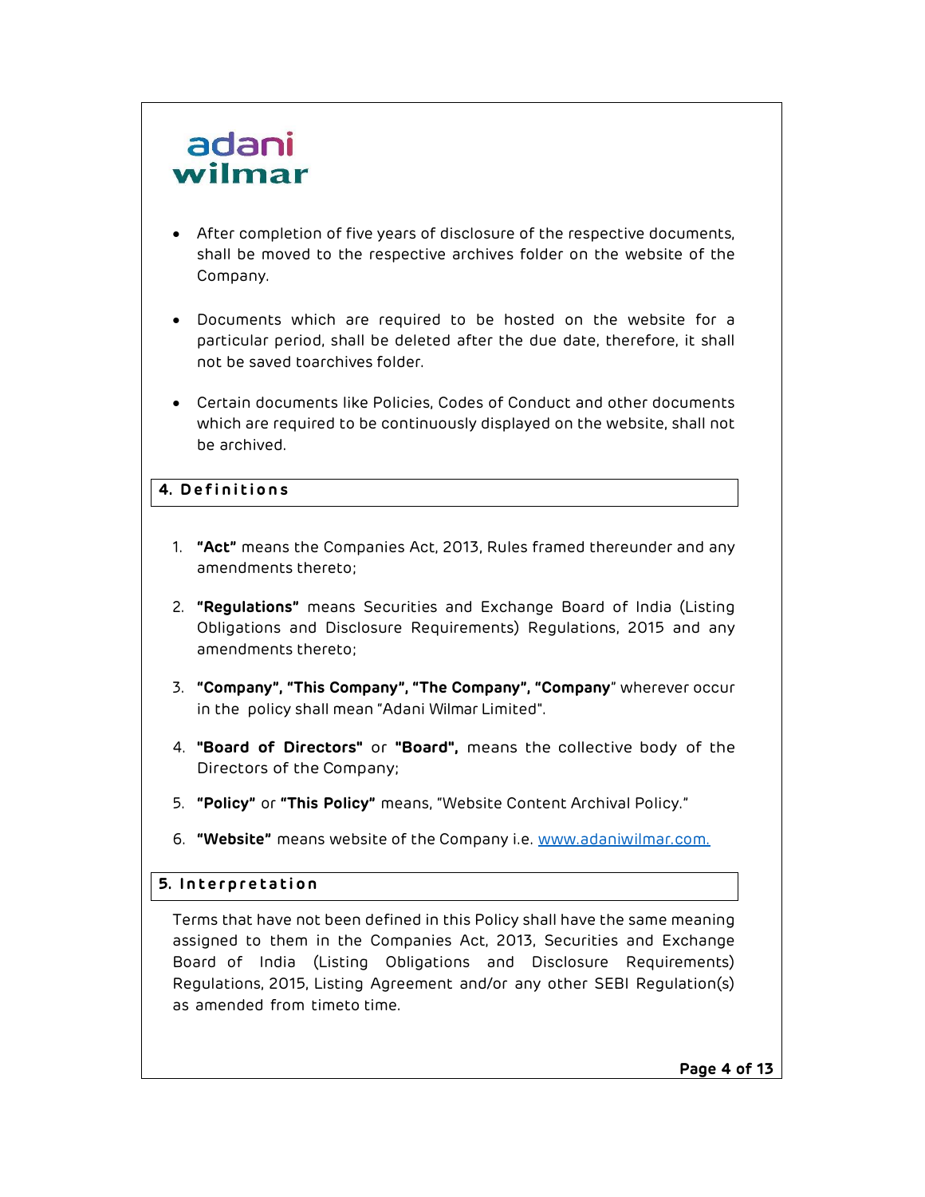- After completion of five years of disclosure of the respective documents, shall be moved to the respective archives folder on the website of the Company.

- Documents which are required to be hosted on the website for a particular period, shall be deleted after the due date, therefore, it shall not be saved toarchives folder.

- Certain documents like Policies, Codes of Conduct and other documents which are required to be continuously displayed on the website, shall not be archived.

## 4. Definitions

1. **"Act"** means the Companies Act, 2013, Rules framed thereunder and any amendments thereto;

2. **"Regulations"** means Securities and Exchange Board of India (Listing Obligations and Disclosure Requirements) Regulations, 2015 and any amendments thereto;

3. **"Company", "This Company", "The Company", "Company"** wherever occur in the policy shall mean "Adani Wilmar Limited".

4. **"Board of Directors"** or **"Board",** means the collective body of the Directors of the Company;

5. **"Policy"** or **"This Policy"** means, "Website Content Archival Policy."

6. **"Website"** means website of the Company i.e. www.adaniwilmar.com.

## 5. Interpretation

Terms that have not been defined in this Policy shall have the same meaning assigned to them in the Companies Act, 2013, Securities and Exchange Board of India (Listing Obligations and Disclosure Requirements) Regulations, 2015, Listing Agreement and/or any other SEBI Regulation(s) as amended from timeto time.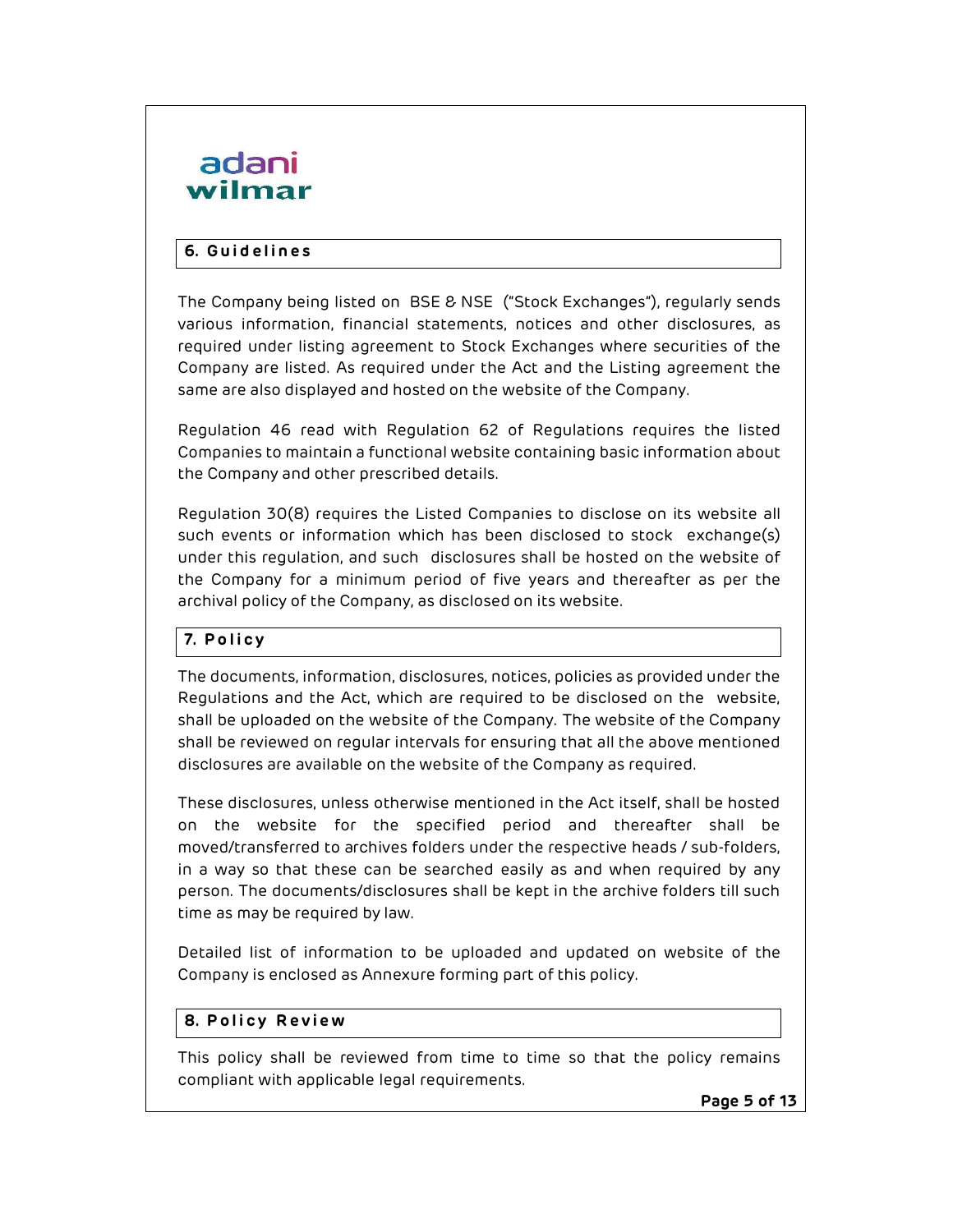## 6. Guidelines

The Company being listed on BSE & NSE ("Stock Exchanges"), regularly sends various information, financial statements, notices and other disclosures, as required under listing agreement to Stock Exchanges where securities of the Company are listed. As required under the Act and the Listing agreement the same are also displayed and hosted on the website of the Company.

Regulation 46 read with Regulation 62 of Regulations requires the listed Companies to maintain a functional website containing basic information about the Company and other prescribed details.

Regulation 30(8) requires the Listed Companies to disclose on its website all such events or information which has been disclosed to stock exchange(s) under this regulation, and such disclosures shall be hosted on the website of the Company for a minimum period of five years and thereafter as per the archival policy of the Company, as disclosed on its website.

## 7. Policy

The documents, information, disclosures, notices, policies as provided under the Regulations and the Act, which are required to be disclosed on the website, shall be uploaded on the website of the Company. The website of the Company shall be reviewed on regular intervals for ensuring that all the above mentioned disclosures are available on the website of the Company as required.

These disclosures, unless otherwise mentioned in the Act itself, shall be hosted on the website for the specified period and thereafter shall be moved/transferred to archives folders under the respective heads / sub-folders, in a way so that these can be searched easily as and when required by any person. The documents/disclosures shall be kept in the archive folders till such time as may be required by law.

Detailed list of information to be uploaded and updated on website of the Company is enclosed as Annexure forming part of this policy.

## 8. Policy Review

This policy shall be reviewed from time to time so that the policy remains compliant with applicable legal requirements.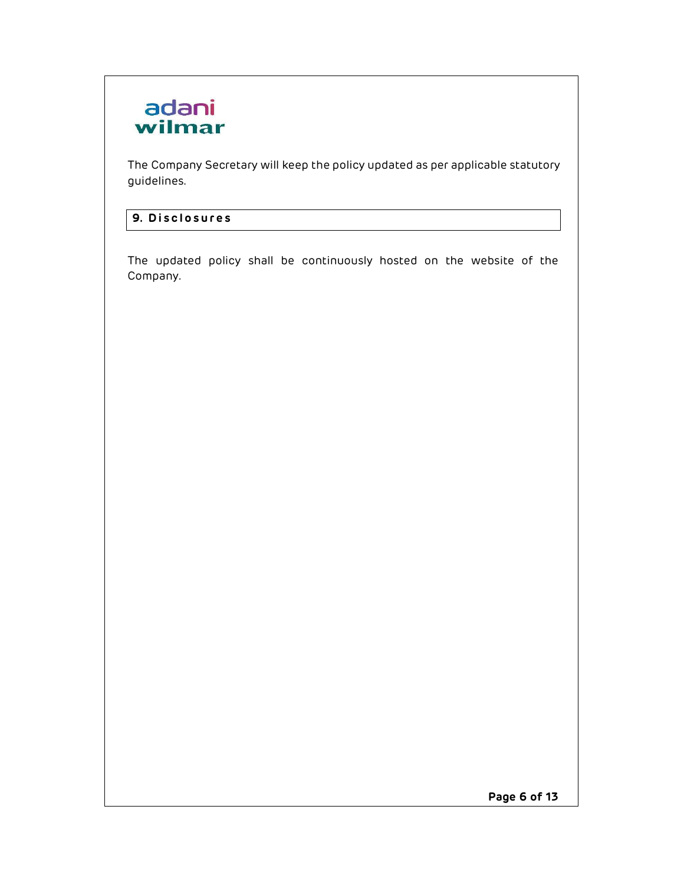The Company Secretary will keep the policy updated as per applicable statutory guidelines.

## 9. Disclosures

The updated policy shall be continuously hosted on the website of the Company.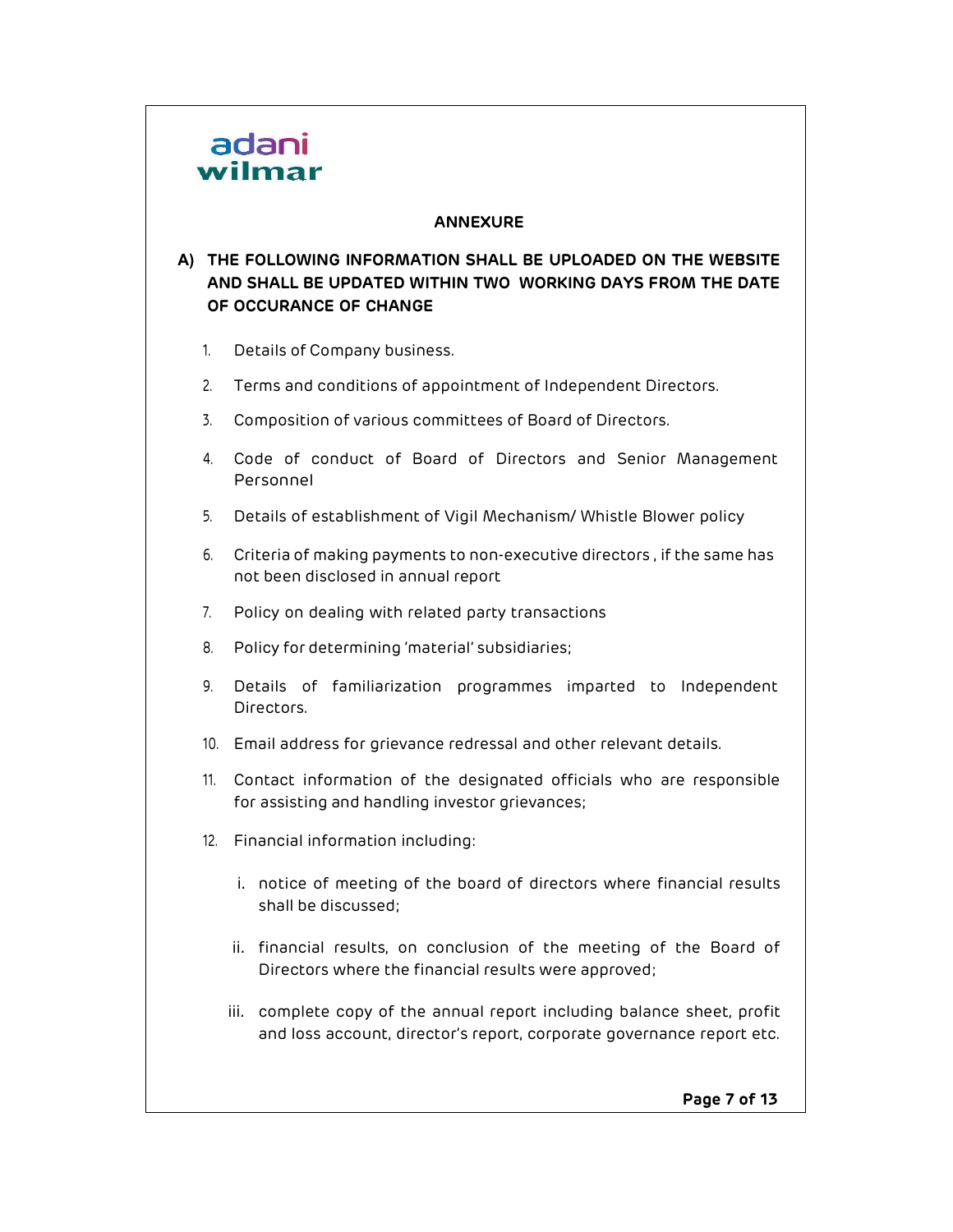## ANNEXURE

### A) THE FOLLOWING INFORMATION SHALL BE UPLOADED ON THE WEBSITE AND SHALL BE UPDATED WITHIN TWO WORKING DAYS FROM THE DATE OF OCCURANCE OF CHANGE

1. Details of Company business.
2. Terms and conditions of appointment of Independent Directors.
3. Composition of various committees of Board of Directors.
4. Code of conduct of Board of Directors and Senior Management Personnel
5. Details of establishment of Vigil Mechanism/ Whistle Blower policy
6. Criteria of making payments to non-executive directors , if the same has not been disclosed in annual report
7. Policy on dealing with related party transactions
8. Policy for determining 'material' subsidiaries;
9. Details of familiarization programmes imparted to Independent Directors.
10. Email address for grievance redressal and other relevant details.
11. Contact information of the designated officials who are responsible for assisting and handling investor grievances;
12. Financial information including:
    i. notice of meeting of the board of directors where financial results shall be discussed;
    ii. financial results, on conclusion of the meeting of the Board of Directors where the financial results were approved;
    iii. complete copy of the annual report including balance sheet, profit and loss account, director's report, corporate governance report etc.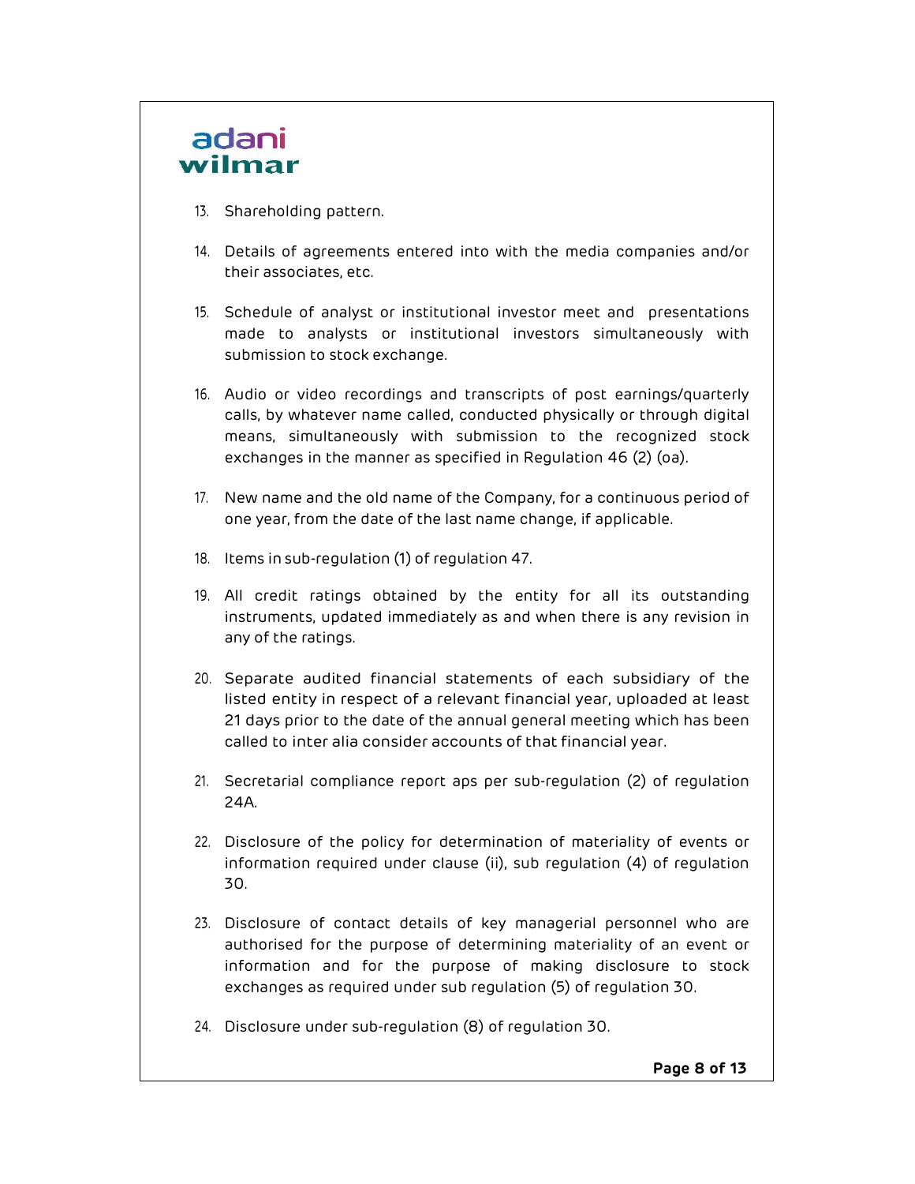13. Shareholding pattern.

14. Details of agreements entered into with the media companies and/or their associates, etc.

15. Schedule of analyst or institutional investor meet and presentations made to analysts or institutional investors simultaneously with submission to stock exchange.

16. Audio or video recordings and transcripts of post earnings/quarterly calls, by whatever name called, conducted physically or through digital means, simultaneously with submission to the recognized stock exchanges in the manner as specified in Regulation 46 (2) (oa).

17. New name and the old name of the Company, for a continuous period of one year, from the date of the last name change, if applicable.

18. Items in sub-regulation (1) of regulation 47.

19. All credit ratings obtained by the entity for all its outstanding instruments, updated immediately as and when there is any revision in any of the ratings.

20. Separate audited financial statements of each subsidiary of the listed entity in respect of a relevant financial year, uploaded at least 21 days prior to the date of the annual general meeting which has been called to inter alia consider accounts of that financial year.

21. Secretarial compliance report aps per sub-regulation (2) of regulation 24A.

22. Disclosure of the policy for determination of materiality of events or information required under clause (ii), sub regulation (4) of regulation 30.

23. Disclosure of contact details of key managerial personnel who are authorised for the purpose of determining materiality of an event or information and for the purpose of making disclosure to stock exchanges as required under sub regulation (5) of regulation 30.

24. Disclosure under sub-regulation (8) of regulation 30.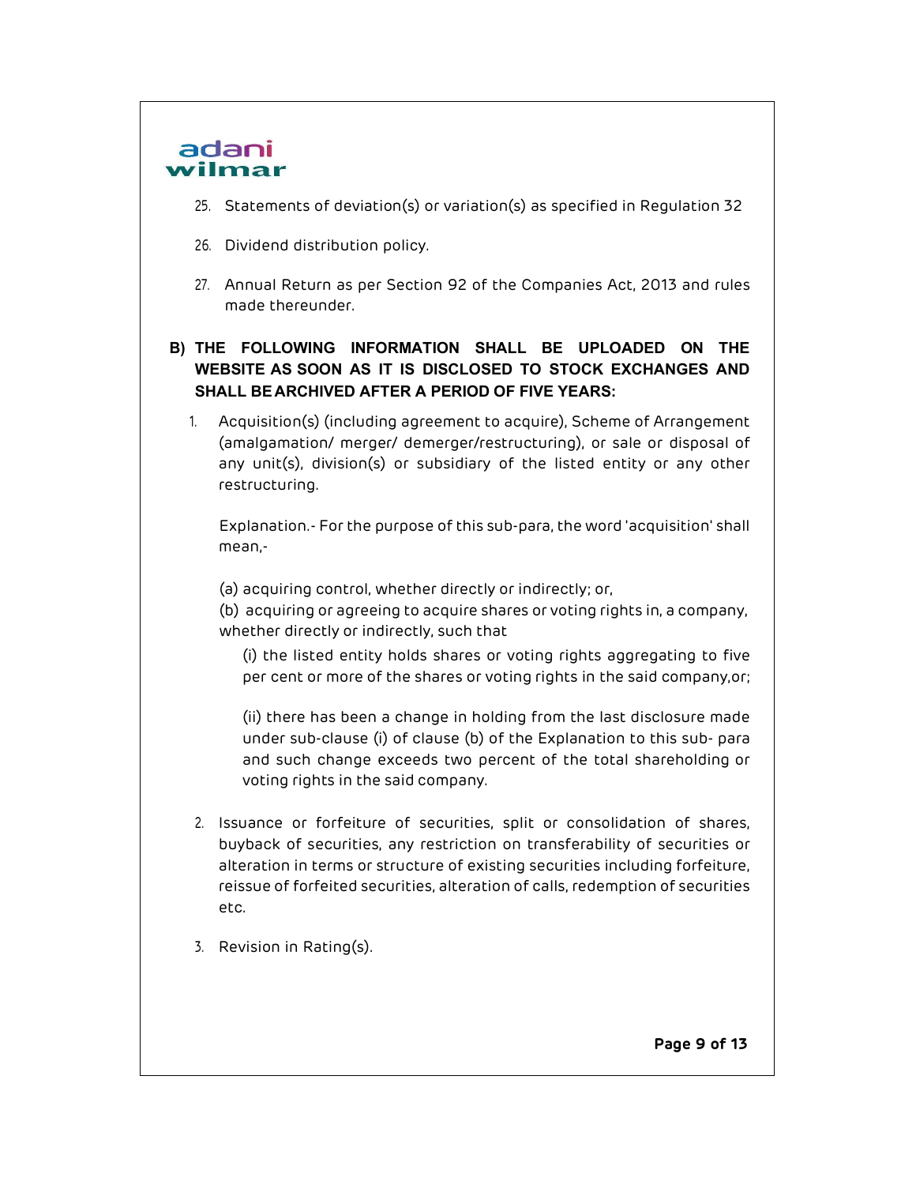25. Statements of deviation(s) or variation(s) as specified in Regulation 32

26. Dividend distribution policy.

27. Annual Return as per Section 92 of the Companies Act, 2013 and rules made thereunder.

**B) THE FOLLOWING INFORMATION SHALL BE UPLOADED ON THE WEBSITE AS SOON AS IT IS DISCLOSED TO STOCK EXCHANGES AND SHALL BE ARCHIVED AFTER A PERIOD OF FIVE YEARS:**

1. Acquisition(s) (including agreement to acquire), Scheme of Arrangement (amalgamation/ merger/ demerger/restructuring), or sale or disposal of any unit(s), division(s) or subsidiary of the listed entity or any other restructuring.

   Explanation.- For the purpose of this sub-para, the word 'acquisition' shall mean,-

   (a) acquiring control, whether directly or indirectly; or,
   (b) acquiring or agreeing to acquire shares or voting rights in, a company, whether directly or indirectly, such that

   (i) the listed entity holds shares or voting rights aggregating to five per cent or more of the shares or voting rights in the said company,or;

   (ii) there has been a change in holding from the last disclosure made under sub-clause (i) of clause (b) of the Explanation to this sub- para and such change exceeds two percent of the total shareholding or voting rights in the said company.

2. Issuance or forfeiture of securities, split or consolidation of shares, buyback of securities, any restriction on transferability of securities or alteration in terms or structure of existing securities including forfeiture, reissue of forfeited securities, alteration of calls, redemption of securities etc.

3. Revision in Rating(s).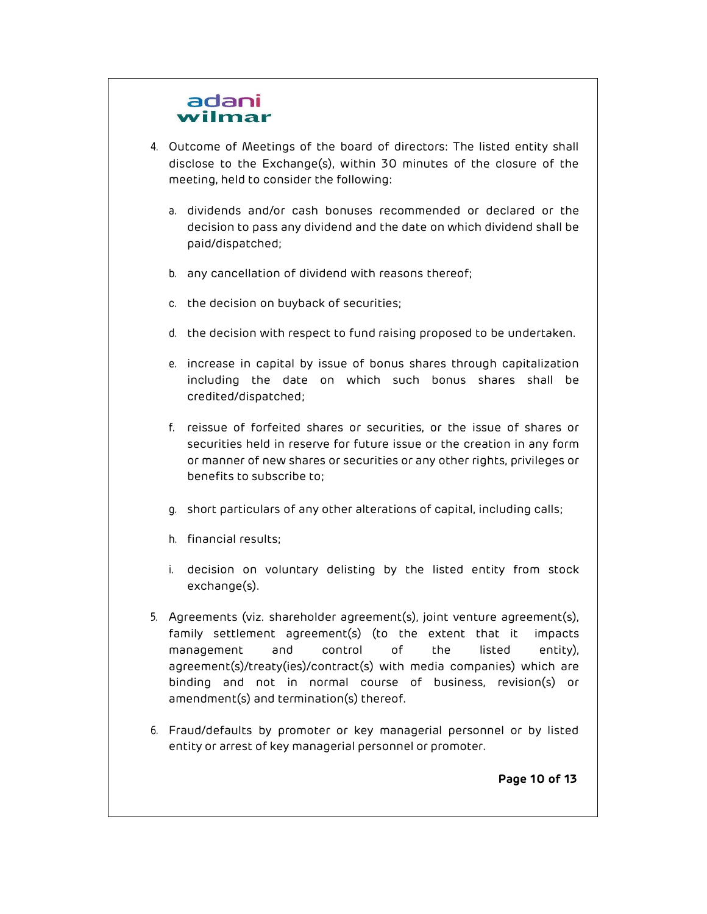4. Outcome of Meetings of the board of directors: The listed entity shall disclose to the Exchange(s), within 30 minutes of the closure of the meeting, held to consider the following:

   a. dividends and/or cash bonuses recommended or declared or the decision to pass any dividend and the date on which dividend shall be paid/dispatched;

   b. any cancellation of dividend with reasons thereof;

   c. the decision on buyback of securities;

   d. the decision with respect to fund raising proposed to be undertaken.

   e. increase in capital by issue of bonus shares through capitalization including the date on which such bonus shares shall be credited/dispatched;

   f. reissue of forfeited shares or securities, or the issue of shares or securities held in reserve for future issue or the creation in any form or manner of new shares or securities or any other rights, privileges or benefits to subscribe to;

   g. short particulars of any other alterations of capital, including calls;

   h. financial results;

   i. decision on voluntary delisting by the listed entity from stock exchange(s).

5. Agreements (viz. shareholder agreement(s), joint venture agreement(s), family settlement agreement(s) (to the extent that it impacts management and control of the listed entity), agreement(s)/treaty(ies)/contract(s) with media companies) which are binding and not in normal course of business, revision(s) or amendment(s) and termination(s) thereof.

6. Fraud/defaults by promoter or key managerial personnel or by listed entity or arrest of key managerial personnel or promoter.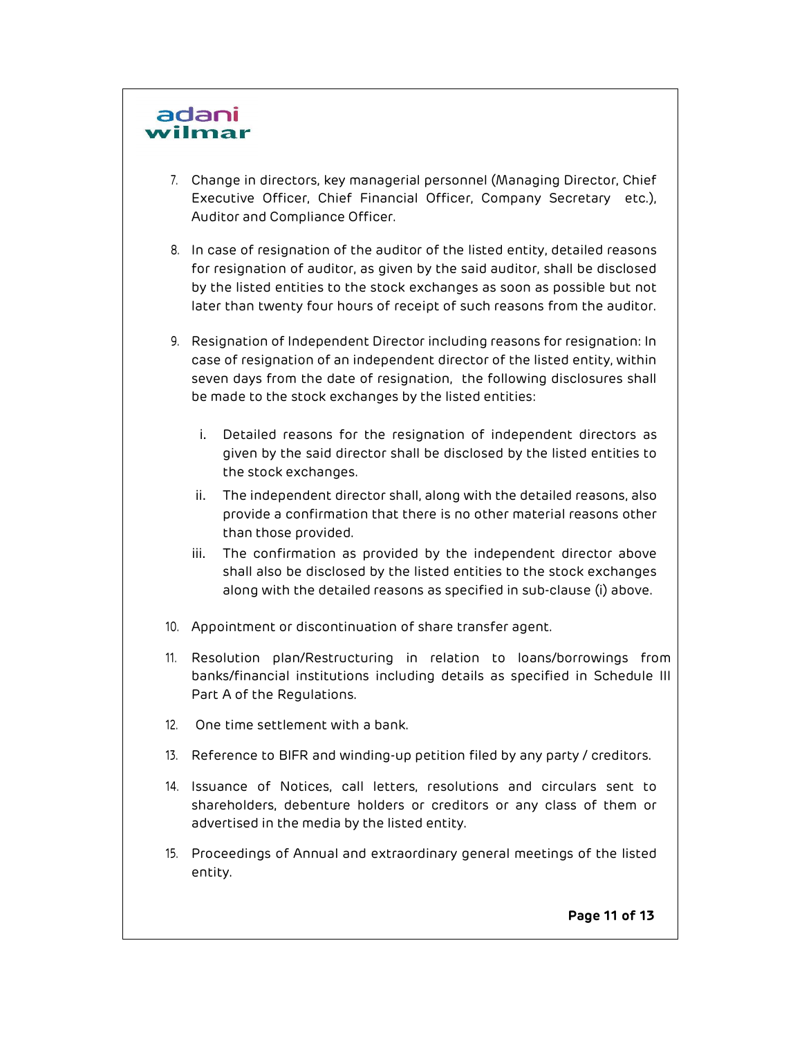7. Change in directors, key managerial personnel (Managing Director, Chief Executive Officer, Chief Financial Officer, Company Secretary etc.), Auditor and Compliance Officer.

8. In case of resignation of the auditor of the listed entity, detailed reasons for resignation of auditor, as given by the said auditor, shall be disclosed by the listed entities to the stock exchanges as soon as possible but not later than twenty four hours of receipt of such reasons from the auditor.

9. Resignation of Independent Director including reasons for resignation: In case of resignation of an independent director of the listed entity, within seven days from the date of resignation, the following disclosures shall be made to the stock exchanges by the listed entities:

   i. Detailed reasons for the resignation of independent directors as given by the said director shall be disclosed by the listed entities to the stock exchanges.
   
   ii. The independent director shall, along with the detailed reasons, also provide a confirmation that there is no other material reasons other than those provided.
   
   iii. The confirmation as provided by the independent director above shall also be disclosed by the listed entities to the stock exchanges along with the detailed reasons as specified in sub-clause (i) above.

10. Appointment or discontinuation of share transfer agent.

11. Resolution plan/Restructuring in relation to loans/borrowings from banks/financial institutions including details as specified in Schedule III Part A of the Regulations.

12. One time settlement with a bank.

13. Reference to BIFR and winding-up petition filed by any party / creditors.

14. Issuance of Notices, call letters, resolutions and circulars sent to shareholders, debenture holders or creditors or any class of them or advertised in the media by the listed entity.

15. Proceedings of Annual and extraordinary general meetings of the listed entity.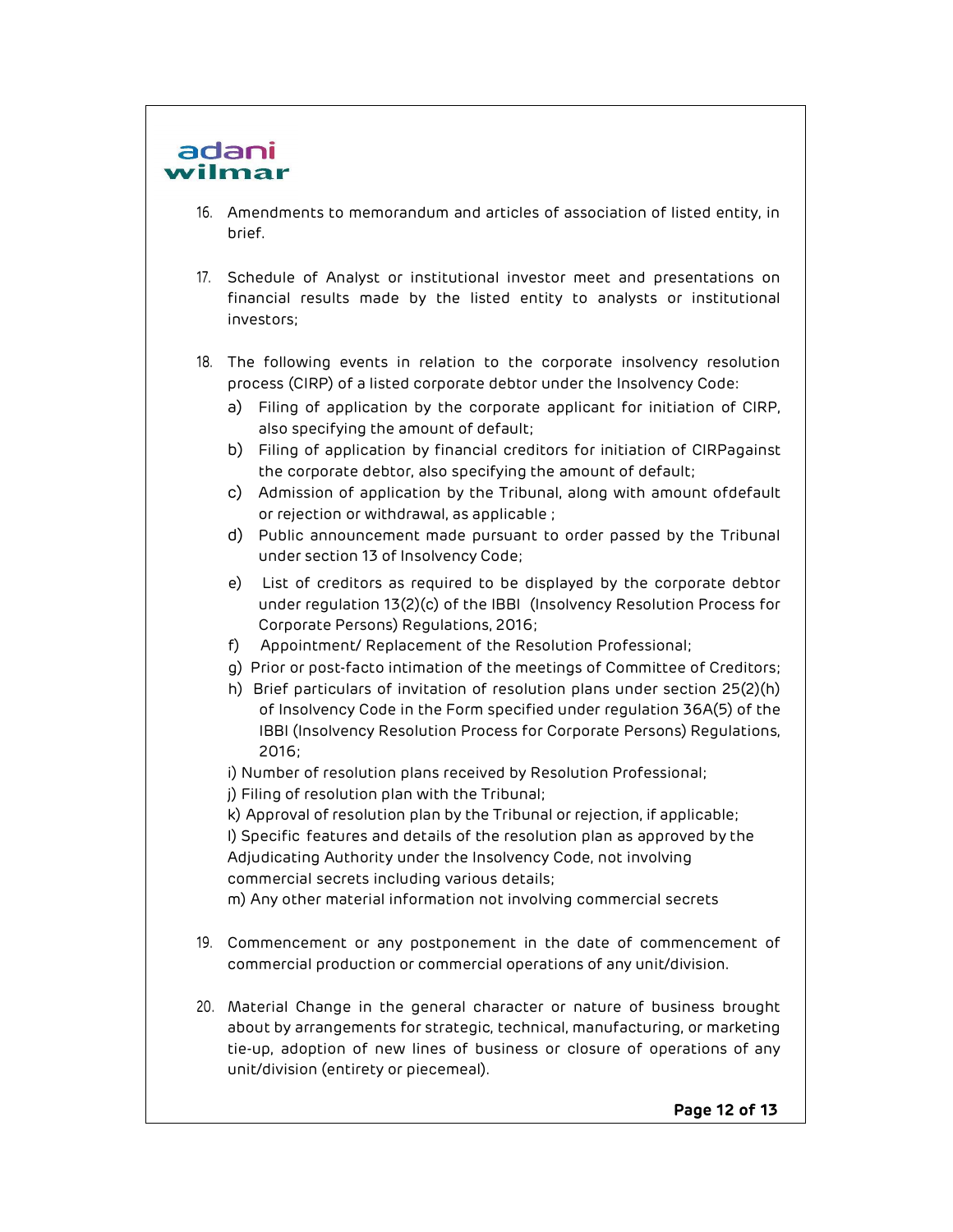16. Amendments to memorandum and articles of association of listed entity, in brief.

17. Schedule of Analyst or institutional investor meet and presentations on financial results made by the listed entity to analysts or institutional investors;

18. The following events in relation to the corporate insolvency resolution process (CIRP) of a listed corporate debtor under the Insolvency Code:
    a) Filing of application by the corporate applicant for initiation of CIRP, also specifying the amount of default;
    b) Filing of application by financial creditors for initiation of CIRPagainst the corporate debtor, also specifying the amount of default;
    c) Admission of application by the Tribunal, along with amount ofdefault or rejection or withdrawal, as applicable ;
    d) Public announcement made pursuant to order passed by the Tribunal under section 13 of Insolvency Code;
    e) List of creditors as required to be displayed by the corporate debtor under regulation 13(2)(c) of the IBBI (Insolvency Resolution Process for Corporate Persons) Regulations, 2016;
    f) Appointment/ Replacement of the Resolution Professional;
    g) Prior or post-facto intimation of the meetings of Committee of Creditors;
    h) Brief particulars of invitation of resolution plans under section 25(2)(h) of Insolvency Code in the Form specified under regulation 36A(5) of the IBBI (Insolvency Resolution Process for Corporate Persons) Regulations, 2016;
    i) Number of resolution plans received by Resolution Professional;
    j) Filing of resolution plan with the Tribunal;
    k) Approval of resolution plan by the Tribunal or rejection, if applicable;
    l) Specific features and details of the resolution plan as approved by the Adjudicating Authority under the Insolvency Code, not involving commercial secrets including various details;
    m) Any other material information not involving commercial secrets

19. Commencement or any postponement in the date of commencement of commercial production or commercial operations of any unit/division.

20. Material Change in the general character or nature of business brought about by arrangements for strategic, technical, manufacturing, or marketing tie-up, adoption of new lines of business or closure of operations of any unit/division (entirety or piecemeal).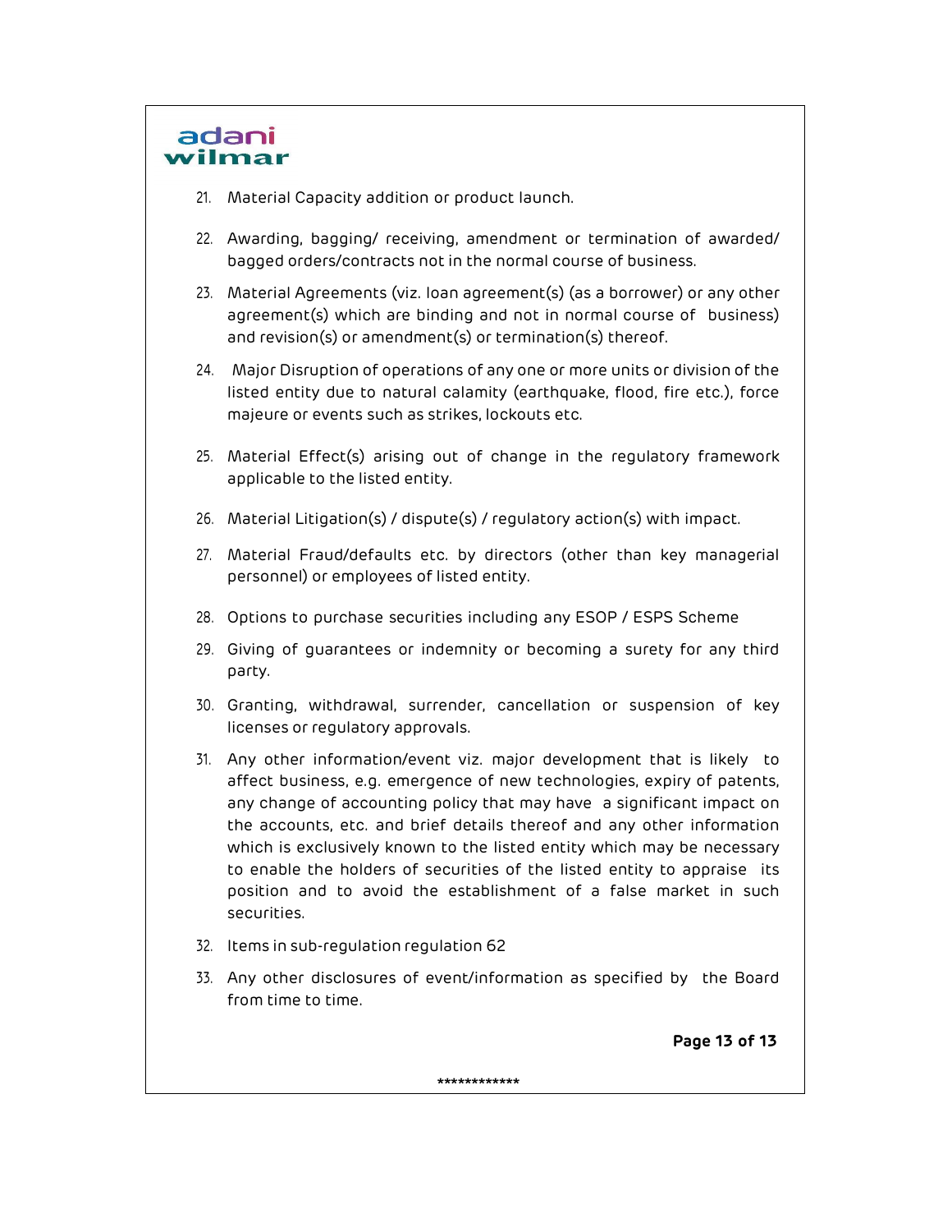21. Material Capacity addition or product launch.
22. Awarding, bagging/ receiving, amendment or termination of awarded/ bagged orders/contracts not in the normal course of business.
23. Material Agreements (viz. loan agreement(s) (as a borrower) or any other agreement(s) which are binding and not in normal course of business) and revision(s) or amendment(s) or termination(s) thereof.
24. Major Disruption of operations of any one or more units or division of the listed entity due to natural calamity (earthquake, flood, fire etc.), force majeure or events such as strikes, lockouts etc.
25. Material Effect(s) arising out of change in the regulatory framework applicable to the listed entity.
26. Material Litigation(s) / dispute(s) / regulatory action(s) with impact.
27. Material Fraud/defaults etc. by directors (other than key managerial personnel) or employees of listed entity.
28. Options to purchase securities including any ESOP / ESPS Scheme
29. Giving of guarantees or indemnity or becoming a surety for any third party.
30. Granting, withdrawal, surrender, cancellation or suspension of key licenses or regulatory approvals.
31. Any other information/event viz. major development that is likely to affect business, e.g. emergence of new technologies, expiry of patents, any change of accounting policy that may have a significant impact on the accounts, etc. and brief details thereof and any other information which is exclusively known to the listed entity which may be necessary to enable the holders of securities of the listed entity to appraise its position and to avoid the establishment of a false market in such securities.
32. Items in sub-regulation regulation 62
33. Any other disclosures of event/information as specified by the Board from time to time.

************